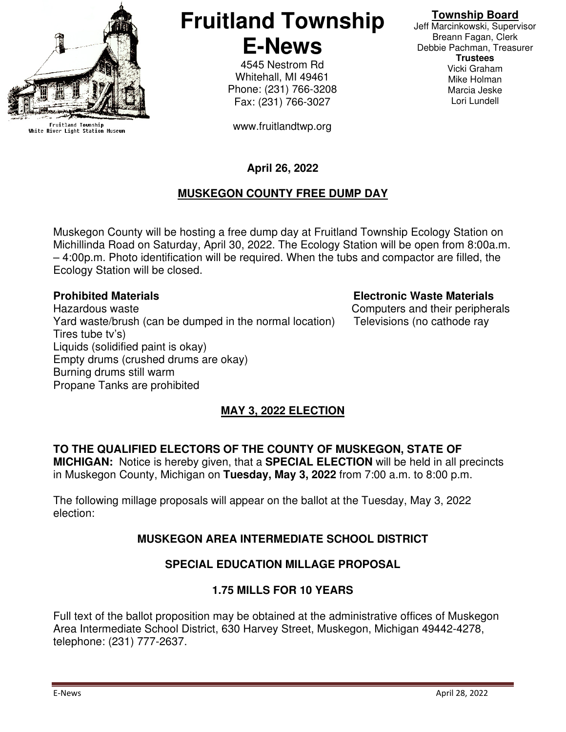# Fruitland Township E-News

4545 Nestrom Rd
Whitehall, MI 49461
Phone: (231) 766-3208
Fax: (231) 766-3027

www.fruitlandtwp.org

Fruitland Township
White River Light Station Museum

**Township Board**
Jeff Marcinkowski, Supervisor
Breann Fagan, Clerk
Debbie Pachman, Treasurer
**Trustees**
Vicki Graham
Mike Holman
Marcia Jeske
Lori Lundell

**April 26, 2022**

## MUSKEGON COUNTY FREE DUMP DAY

Muskegon County will be hosting a free dump day at Fruitland Township Ecology Station on Michillinda Road on Saturday, April 30, 2022. The Ecology Station will be open from 8:00a.m. – 4:00p.m. Photo identification will be required. When the tubs and compactor are filled, the Ecology Station will be closed.

**Prohibited Materials**

Hazardous waste
Yard waste/brush (can be dumped in the normal location)
Tires
Liquids (solidified paint is okay)
Empty drums (crushed drums are okay)
Burning drums still warm
Propane Tanks are prohibited

**Electronic Waste Materials**

Computers and their peripherals
Televisions (no cathode ray tube tv's)

## MAY 3, 2022 ELECTION

**TO THE QUALIFIED ELECTORS OF THE COUNTY OF MUSKEGON, STATE OF MICHIGAN:** Notice is hereby given, that a **SPECIAL ELECTION** will be held in all precincts in Muskegon County, Michigan on **Tuesday, May 3, 2022** from 7:00 a.m. to 8:00 p.m.

The following millage proposals will appear on the ballot at the Tuesday, May 3, 2022 election:

### MUSKEGON AREA INTERMEDIATE SCHOOL DISTRICT

### SPECIAL EDUCATION MILLAGE PROPOSAL

### 1.75 MILLS FOR 10 YEARS

Full text of the ballot proposition may be obtained at the administrative offices of Muskegon Area Intermediate School District, 630 Harvey Street, Muskegon, Michigan 49442-4278, telephone: (231) 777-2637.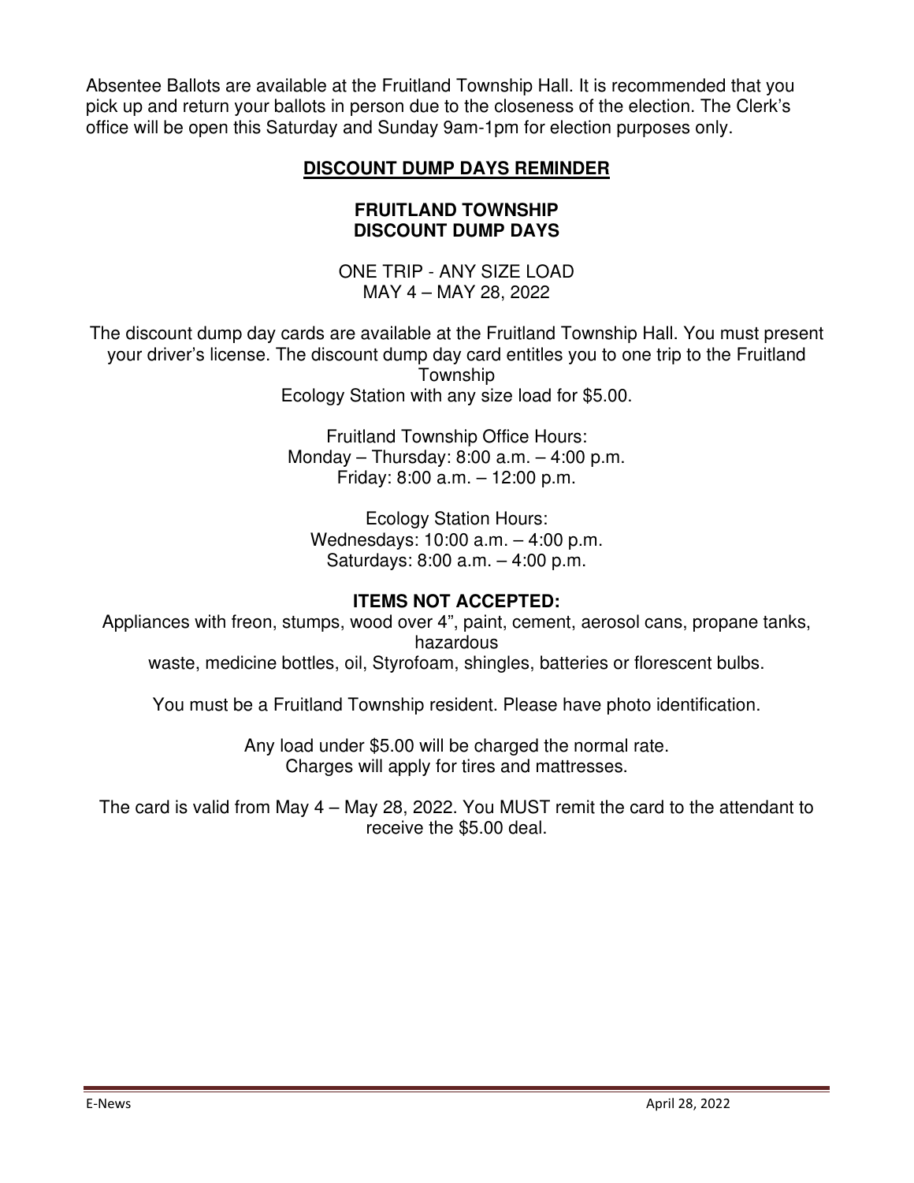Absentee Ballots are available at the Fruitland Township Hall. It is recommended that you pick up and return your ballots in person due to the closeness of the election. The Clerk's office will be open this Saturday and Sunday 9am-1pm for election purposes only.

## **DISCOUNT DUMP DAYS REMINDER**

### **FRUITLAND TOWNSHIP DISCOUNT DUMP DAYS**

ONE TRIP - ANY SIZE LOAD
MAY 4 – MAY 28, 2022

The discount dump day cards are available at the Fruitland Township Hall. You must present your driver's license. The discount dump day card entitles you to one trip to the Fruitland Township Ecology Station with any size load for $5.00.

Fruitland Township Office Hours:
Monday – Thursday: 8:00 a.m. – 4:00 p.m.
Friday: 8:00 a.m. – 12:00 p.m.

Ecology Station Hours:
Wednesdays: 10:00 a.m. – 4:00 p.m.
Saturdays: 8:00 a.m. – 4:00 p.m.

**ITEMS NOT ACCEPTED:**

Appliances with freon, stumps, wood over 4", paint, cement, aerosol cans, propane tanks, hazardous waste, medicine bottles, oil, Styrofoam, shingles, batteries or florescent bulbs.

You must be a Fruitland Township resident. Please have photo identification.

Any load under $5.00 will be charged the normal rate.
Charges will apply for tires and mattresses.

The card is valid from May 4 – May 28, 2022. You MUST remit the card to the attendant to receive the $5.00 deal.